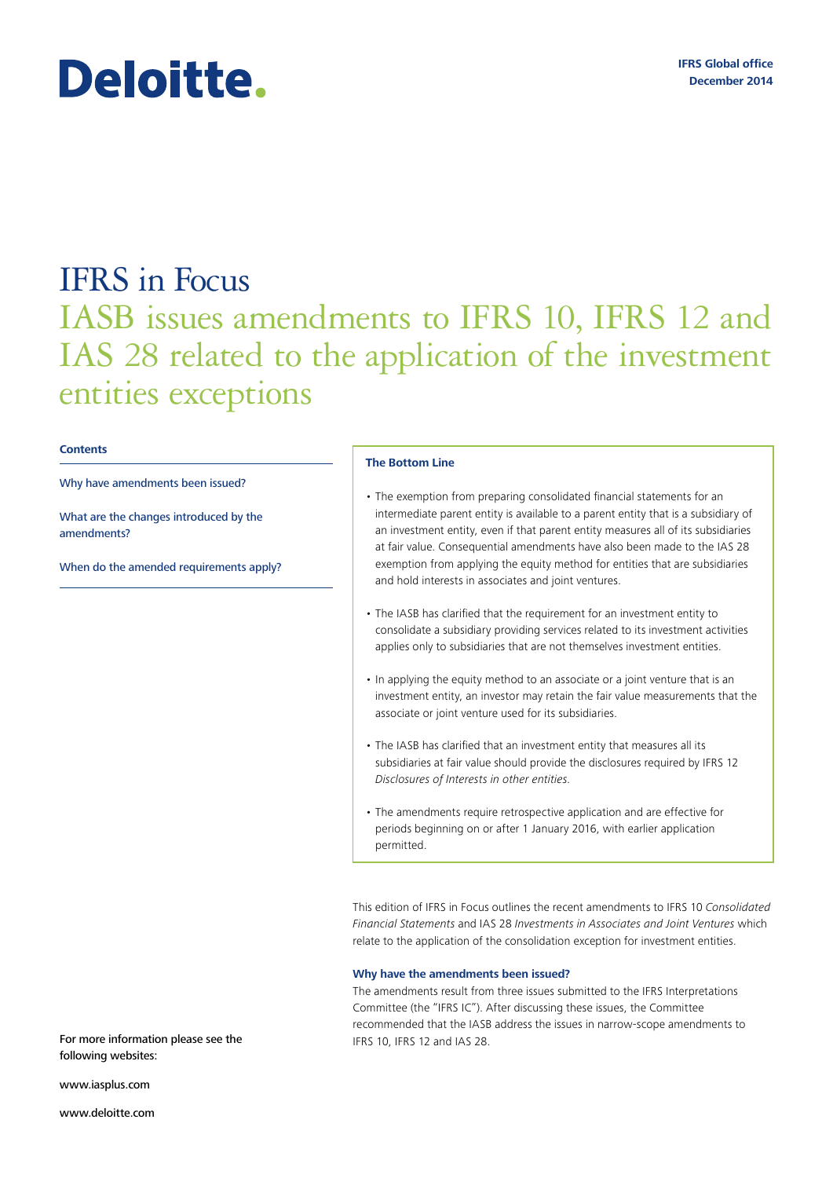Deloitte.

IFRS Global office
December 2014

# IFRS in Focus

## IASB issues amendments to IFRS 10, IFRS 12 and IAS 28 related to the application of the investment entities exceptions

**Contents**

Why have amendments been issued?

What are the changes introduced by the amendments?

When do the amended requirements apply?

**The Bottom Line**

- The exemption from preparing consolidated financial statements for an intermediate parent entity is available to a parent entity that is a subsidiary of an investment entity, even if that parent entity measures all of its subsidiaries at fair value. Consequential amendments have also been made to the IAS 28 exemption from applying the equity method for entities that are subsidiaries and hold interests in associates and joint ventures.
- The IASB has clarified that the requirement for an investment entity to consolidate a subsidiary providing services related to its investment activities applies only to subsidiaries that are not themselves investment entities.
- In applying the equity method to an associate or a joint venture that is an investment entity, an investor may retain the fair value measurements that the associate or joint venture used for its subsidiaries.
- The IASB has clarified that an investment entity that measures all its subsidiaries at fair value should provide the disclosures required by IFRS 12 *Disclosures of Interests in other entities*.
- The amendments require retrospective application and are effective for periods beginning on or after 1 January 2016, with earlier application permitted.

This edition of IFRS in Focus outlines the recent amendments to IFRS 10 *Consolidated Financial Statements* and IAS 28 *Investments in Associates and Joint Ventures* which relate to the application of the consolidation exception for investment entities.

### Why have the amendments been issued?

The amendments result from three issues submitted to the IFRS Interpretations Committee (the "IFRS IC"). After discussing these issues, the Committee recommended that the IASB address the issues in narrow-scope amendments to IFRS 10, IFRS 12 and IAS 28.

For more information please see the following websites:

www.iasplus.com

www.deloitte.com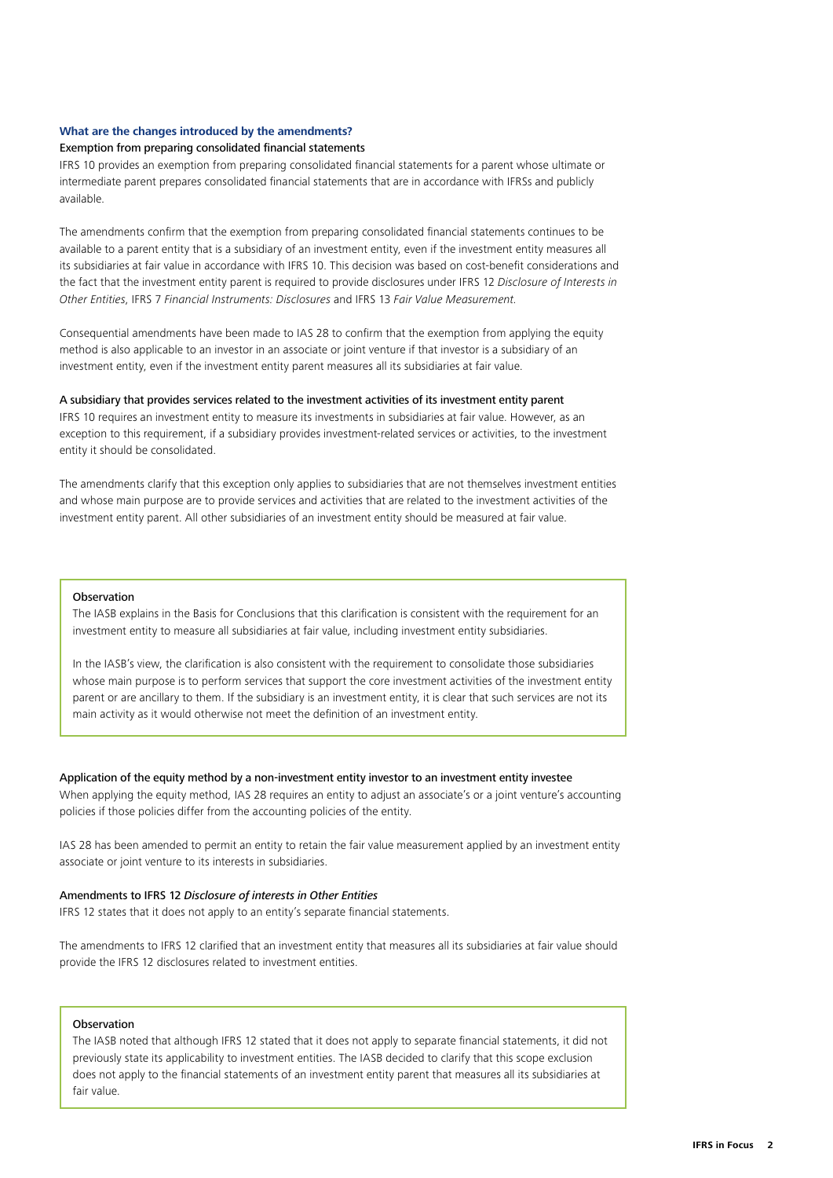## What are the changes introduced by the amendments?

### Exemption from preparing consolidated financial statements

IFRS 10 provides an exemption from preparing consolidated financial statements for a parent whose ultimate or intermediate parent prepares consolidated financial statements that are in accordance with IFRSs and publicly available.

The amendments confirm that the exemption from preparing consolidated financial statements continues to be available to a parent entity that is a subsidiary of an investment entity, even if the investment entity measures all its subsidiaries at fair value in accordance with IFRS 10. This decision was based on cost-benefit considerations and the fact that the investment entity parent is required to provide disclosures under IFRS 12 *Disclosure of Interests in Other Entities*, IFRS 7 *Financial Instruments: Disclosures* and IFRS 13 *Fair Value Measurement*.

Consequential amendments have been made to IAS 28 to confirm that the exemption from applying the equity method is also applicable to an investor in an associate or joint venture if that investor is a subsidiary of an investment entity, even if the investment entity parent measures all its subsidiaries at fair value.

### A subsidiary that provides services related to the investment activities of its investment entity parent

IFRS 10 requires an investment entity to measure its investments in subsidiaries at fair value. However, as an exception to this requirement, if a subsidiary provides investment-related services or activities, to the investment entity it should be consolidated.

The amendments clarify that this exception only applies to subsidiaries that are not themselves investment entities and whose main purpose are to provide services and activities that are related to the investment activities of the investment entity parent. All other subsidiaries of an investment entity should be measured at fair value.

> **Observation**
>
> The IASB explains in the Basis for Conclusions that this clarification is consistent with the requirement for an investment entity to measure all subsidiaries at fair value, including investment entity subsidiaries.
>
> In the IASB's view, the clarification is also consistent with the requirement to consolidate those subsidiaries whose main purpose is to perform services that support the core investment activities of the investment entity parent or are ancillary to them. If the subsidiary is an investment entity, it is clear that such services are not its main activity as it would otherwise not meet the definition of an investment entity.

### Application of the equity method by a non-investment entity investor to an investment entity investee

When applying the equity method, IAS 28 requires an entity to adjust an associate's or a joint venture's accounting policies if those policies differ from the accounting policies of the entity.

IAS 28 has been amended to permit an entity to retain the fair value measurement applied by an investment entity associate or joint venture to its interests in subsidiaries.

### Amendments to IFRS 12 *Disclosure of interests in Other Entities*

IFRS 12 states that it does not apply to an entity's separate financial statements.

The amendments to IFRS 12 clarified that an investment entity that measures all its subsidiaries at fair value should provide the IFRS 12 disclosures related to investment entities.

> **Observation**
>
> The IASB noted that although IFRS 12 stated that it does not apply to separate financial statements, it did not previously state its applicability to investment entities. The IASB decided to clarify that this scope exclusion does not apply to the financial statements of an investment entity parent that measures all its subsidiaries at fair value.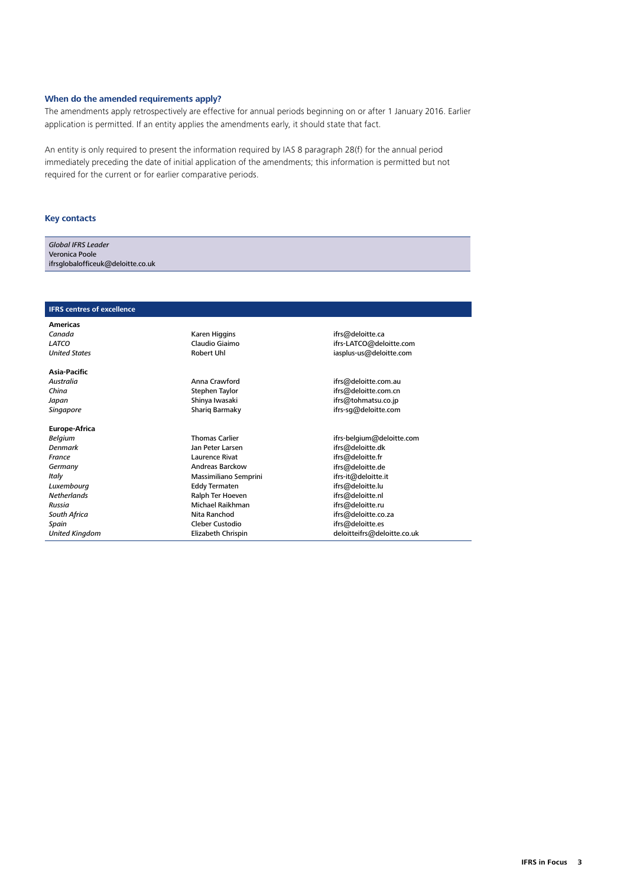### When do the amended requirements apply?

The amendments apply retrospectively are effective for annual periods beginning on or after 1 January 2016. Earlier application is permitted. If an entity applies the amendments early, it should state that fact.

An entity is only required to present the information required by IAS 8 paragraph 28(f) for the annual period immediately preceding the date of initial application of the amendments; this information is permitted but not required for the current or for earlier comparative periods.

### Key contacts

*Global IFRS Leader*
Veronica Poole
ifrsglobalofficeuk@deloitte.co.uk

| IFRS centres of excellence | | |
|---|---|---|
| **Americas** | | |
| *Canada* | Karen Higgins | ifrs@deloitte.ca |
| *LATCO* | Claudio Giaimo | ifrs-LATCO@deloitte.com |
| *United States* | Robert Uhl | iasplus-us@deloitte.com |
| **Asia-Pacific** | | |
| *Australia* | Anna Crawford | ifrs@deloitte.com.au |
| *China* | Stephen Taylor | ifrs@deloitte.com.cn |
| *Japan* | Shinya Iwasaki | ifrs@tohmatsu.co.jp |
| *Singapore* | Shariq Barmaky | ifrs-sg@deloitte.com |
| **Europe-Africa** | | |
| *Belgium* | Thomas Carlier | ifrs-belgium@deloitte.com |
| *Denmark* | Jan Peter Larsen | ifrs@deloitte.dk |
| *France* | Laurence Rivat | ifrs@deloitte.fr |
| *Germany* | Andreas Barckow | ifrs@deloitte.de |
| *Italy* | Massimiliano Semprini | ifrs-it@deloitte.it |
| *Luxembourg* | Eddy Termaten | ifrs@deloitte.lu |
| *Netherlands* | Ralph Ter Hoeven | ifrs@deloitte.nl |
| *Russia* | Michael Raikhman | ifrs@deloitte.ru |
| *South Africa* | Nita Ranchod | ifrs@deloitte.co.za |
| *Spain* | Cleber Custodio | ifrs@deloitte.es |
| *United Kingdom* | Elizabeth Chrispin | deloitteifrs@deloitte.co.uk |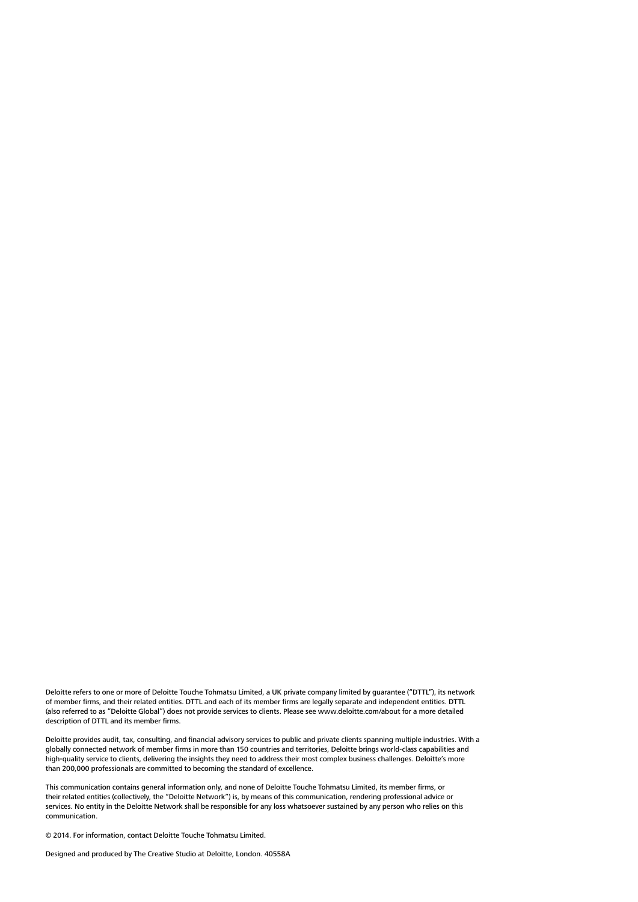Deloitte refers to one or more of Deloitte Touche Tohmatsu Limited, a UK private company limited by guarantee ("DTTL"), its network of member firms, and their related entities. DTTL and each of its member firms are legally separate and independent entities. DTTL (also referred to as "Deloitte Global") does not provide services to clients. Please see www.deloitte.com/about for a more detailed description of DTTL and its member firms.

Deloitte provides audit, tax, consulting, and financial advisory services to public and private clients spanning multiple industries. With a globally connected network of member firms in more than 150 countries and territories, Deloitte brings world-class capabilities and high-quality service to clients, delivering the insights they need to address their most complex business challenges. Deloitte's more than 200,000 professionals are committed to becoming the standard of excellence.

This communication contains general information only, and none of Deloitte Touche Tohmatsu Limited, its member firms, or their related entities (collectively, the "Deloitte Network") is, by means of this communication, rendering professional advice or services. No entity in the Deloitte Network shall be responsible for any loss whatsoever sustained by any person who relies on this communication.

© 2014. For information, contact Deloitte Touche Tohmatsu Limited.

Designed and produced by The Creative Studio at Deloitte, London. 40558A